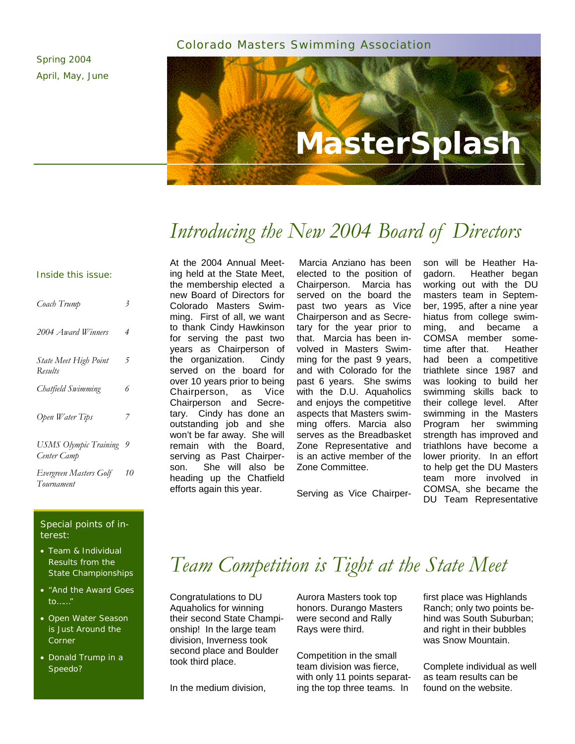Colorado Masters Swimming Association

Spring 2004
April, May, June

# MasterSplash

## Introducing the New 2004 Board of Directors

At the 2004 Annual Meeting held at the State Meet, the membership elected a new Board of Directors for Colorado Masters Swimming. First of all, we want to thank Cindy Hawkinson for serving the past two years as Chairperson of the organization. Cindy served on the board for over 10 years prior to being Chairperson, as Vice Chairperson and Secretary. Cindy has done an outstanding job and she won't be far away. She will remain with the Board, serving as Past Chairperson. She will also be heading up the Chatfield efforts again this year.

Marcia Anziano has been elected to the position of Chairperson. Marcia has served on the board the past two years as Vice Chairperson and as Secretary for the year prior to that. Marcia has been involved in Masters Swimming for the past 9 years, and with Colorado for the past 6 years. She swims with the D.U. Aquaholics and enjoys the competitive aspects that Masters swimming offers. Marcia also serves as the Breadbasket Zone Representative and is an active member of the Zone Committee.

Serving as Vice Chairperson will be Heather Hagadorn. Heather began working out with the DU masters team in September, 1995, after a nine year hiatus from college swimming, and became a COMSA member sometime after that. Heather had been a competitive triathlete since 1987 and was looking to build her swimming skills back to their college level. After swimming in the Masters Program her swimming strength has improved and triathlons have become a lower priority. In an effort to help get the DU Masters team more involved in COMSA, she became the DU Team Representative

## Team Competition is Tight at the State Meet

Congratulations to DU Aquaholics for winning their second State Championship! In the large team division, Inverness took second place and Boulder took third place.

In the medium division, Aurora Masters took top honors. Durango Masters were second and Rally Rays were third.

Competition in the small team division was fierce, with only 11 points separating the top three teams. In first place was Highlands Ranch; only two points behind was South Suburban; and right in their bubbles was Snow Mountain.

Complete individual as well as team results can be found on the website.

---

**Inside this issue:**

| | |
|---|---|
| *Coach Trump* | 3 |
| *2004 Award Winners* | 4 |
| *State Meet High Point Results* | 5 |
| *Chatfield Swimming* | 6 |
| *Open Water Tips* | 7 |
| *USMS Olympic Training Center Camp* | 9 |
| *Evergreen Masters Golf Tournament* | 10 |

**Special points of interest:**

- Team & Individual Results from the State Championships
- "And the Award Goes to….."
- Open Water Season is Just Around the Corner
- Donald Trump in a Speedo?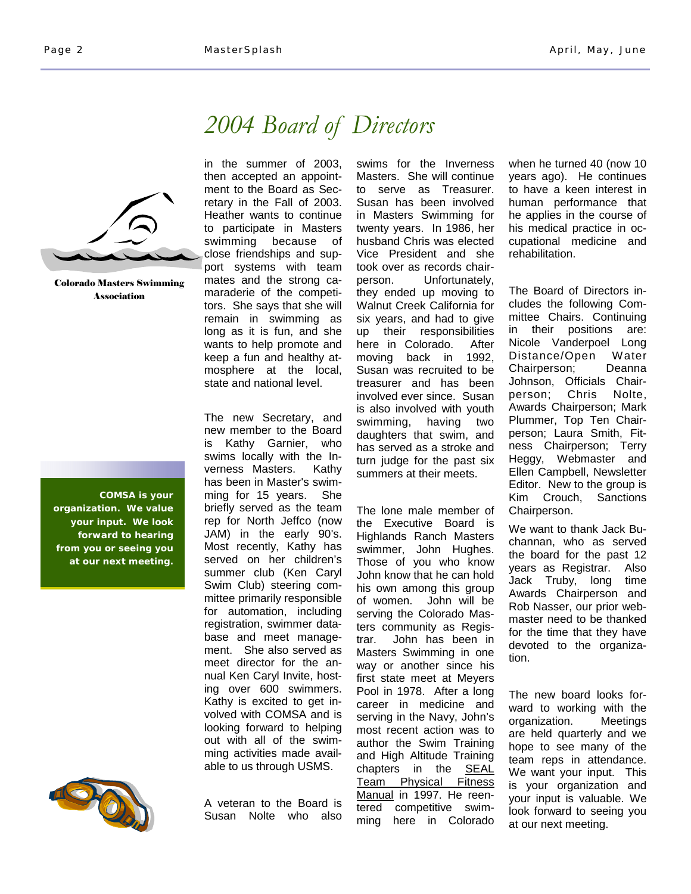# 2004 Board of Directors

Colorado Masters Swimming Association

**COMSA is your organization. We value your input. We look forward to hearing from you or seeing you at our next meeting.**

in the summer of 2003, then accepted an appointment to the Board as Secretary in the Fall of 2003. Heather wants to continue to participate in Masters swimming because of close friendships and support systems with team mates and the strong camaraderie of the competitors. She says that she will remain in swimming as long as it is fun, and she wants to help promote and keep a fun and healthy atmosphere at the local, state and national level.

The new Secretary, and new member to the Board is Kathy Garnier, who swims locally with the Inverness Masters. Kathy has been in Master's swimming for 15 years. She briefly served as the team rep for North Jeffco (now JAM) in the early 90's. Most recently, Kathy has served on her children's summer club (Ken Caryl Swim Club) steering committee primarily responsible for automation, including registration, swimmer database and meet management. She also served as meet director for the annual Ken Caryl Invite, hosting over 600 swimmers. Kathy is excited to get involved with COMSA and is looking forward to helping out with all of the swimming activities made available to us through USMS.

A veteran to the Board is Susan Nolte who also swims for the Inverness Masters. She will continue to serve as Treasurer. Susan has been involved in Masters Swimming for twenty years. In 1986, her husband Chris was elected Vice President and she took over as records chairperson. Unfortunately, they ended up moving to Walnut Creek California for six years, and had to give up their responsibilities here in Colorado. After moving back in 1992, Susan was recruited to be treasurer and has been involved ever since. Susan is also involved with youth swimming, having two daughters that swim, and has served as a stroke and turn judge for the past six summers at their meets.

The lone male member of the Executive Board is Highlands Ranch Masters swimmer, John Hughes. Those of you who know John know that he can hold his own among this group of women. John will be serving the Colorado Masters community as Registrar. John has been in Masters Swimming in one way or another since his first state meet at Meyers Pool in 1978. After a long career in medicine and serving in the Navy, John's most recent action was to author the Swim Training and High Altitude Training chapters in the SEAL Team Physical Fitness Manual in 1997. He reentered competitive swimming here in Colorado when he turned 40 (now 10 years ago). He continues to have a keen interest in human performance that he applies in the course of his medical practice in occupational medicine and rehabilitation.

The Board of Directors includes the following Committee Chairs. Continuing in their positions are: Nicole Vanderpoel Long Distance/Open Water Chairperson; Deanna Johnson, Officials Chairperson; Chris Nolte, Awards Chairperson; Mark Plummer, Top Ten Chairperson; Laura Smith, Fitness Chairperson; Terry Heggy, Webmaster and Ellen Campbell, Newsletter Editor. New to the group is Kim Crouch, Sanctions Chairperson.

We want to thank Jack Buchannan, who as served the board for the past 12 years as Registrar. Also Jack Truby, long time Awards Chairperson and Rob Nasser, our prior webmaster need to be thanked for the time that they have devoted to the organization.

The new board looks forward to working with the organization. Meetings are held quarterly and we hope to see many of the team reps in attendance. We want your input. This is your organization and your input is valuable. We look forward to seeing you at our next meeting.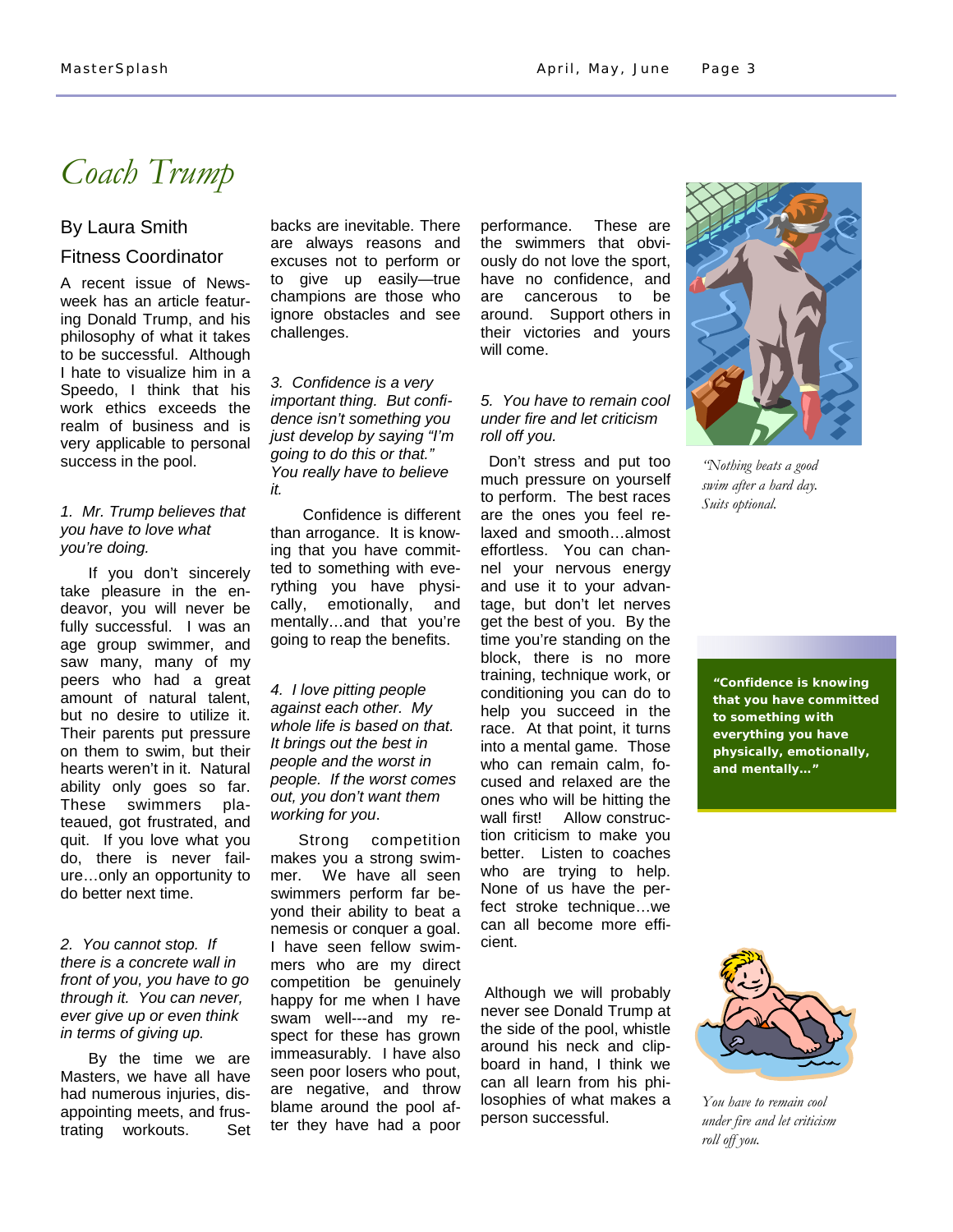# Coach Trump

By Laura Smith

Fitness Coordinator

A recent issue of Newsweek has an article featuring Donald Trump, and his philosophy of what it takes to be successful. Although I hate to visualize him in a Speedo, I think that his work ethics exceeds the realm of business and is very applicable to personal success in the pool.

*1. Mr. Trump believes that you have to love what you're doing.*

If you don't sincerely take pleasure in the endeavor, you will never be fully successful. I was an age group swimmer, and saw many, many of my peers who had a great amount of natural talent, but no desire to utilize it. Their parents put pressure on them to swim, but their hearts weren't in it. Natural ability only goes so far. These swimmers plateaued, got frustrated, and quit. If you love what you do, there is never failure…only an opportunity to do better next time.

*2. You cannot stop. If there is a concrete wall in front of you, you have to go through it. You can never, ever give up or even think in terms of giving up.*

By the time we are Masters, we have all have had numerous injuries, disappointing meets, and frustrating workouts. Set backs are inevitable. There are always reasons and excuses not to perform or to give up easily—true champions are those who ignore obstacles and see challenges.

*3. Confidence is a very important thing. But confidence isn't something you just develop by saying "I'm going to do this or that." You really have to believe it.*

Confidence is different than arrogance. It is knowing that you have committed to something with everything you have physically, emotionally, and mentally…and that you're going to reap the benefits.

*4. I love pitting people against each other. My whole life is based on that. It brings out the best in people and the worst in people. If the worst comes out, you don't want them working for you.*

Strong competition makes you a strong swimmer. We have all seen swimmers perform far beyond their ability to beat a nemesis or conquer a goal. I have seen fellow swimmers who are my direct competition be genuinely happy for me when I have swam well---and my respect for these has grown immeasurably. I have also seen poor losers who pout, are negative, and throw blame around the pool after they have had a poor performance. These are the swimmers that obviously do not love the sport, have no confidence, and are cancerous to be around. Support others in their victories and yours will come.

*5. You have to remain cool under fire and let criticism roll off you.*

Don't stress and put too much pressure on yourself to perform. The best races are the ones you feel relaxed and smooth…almost effortless. You can channel your nervous energy and use it to your advantage, but don't let nerves get the best of you. By the time you're standing on the block, there is no more training, technique work, or conditioning you can do to help you succeed in the race. At that point, it turns into a mental game. Those who can remain calm, focused and relaxed are the ones who will be hitting the wall first! Allow construction criticism to make you better. Listen to coaches who are trying to help. None of us have the perfect stroke technique…we can all become more efficient.

Although we will probably never see Donald Trump at the side of the pool, whistle around his neck and clipboard in hand, I think we can all learn from his philosophies of what makes a person successful.

*"Nothing beats a good swim after a hard day. Suits optional.*

**"Confidence is knowing that you have committed to something with everything you have physically, emotionally, and mentally…"**

*You have to remain cool under fire and let criticism roll off you.*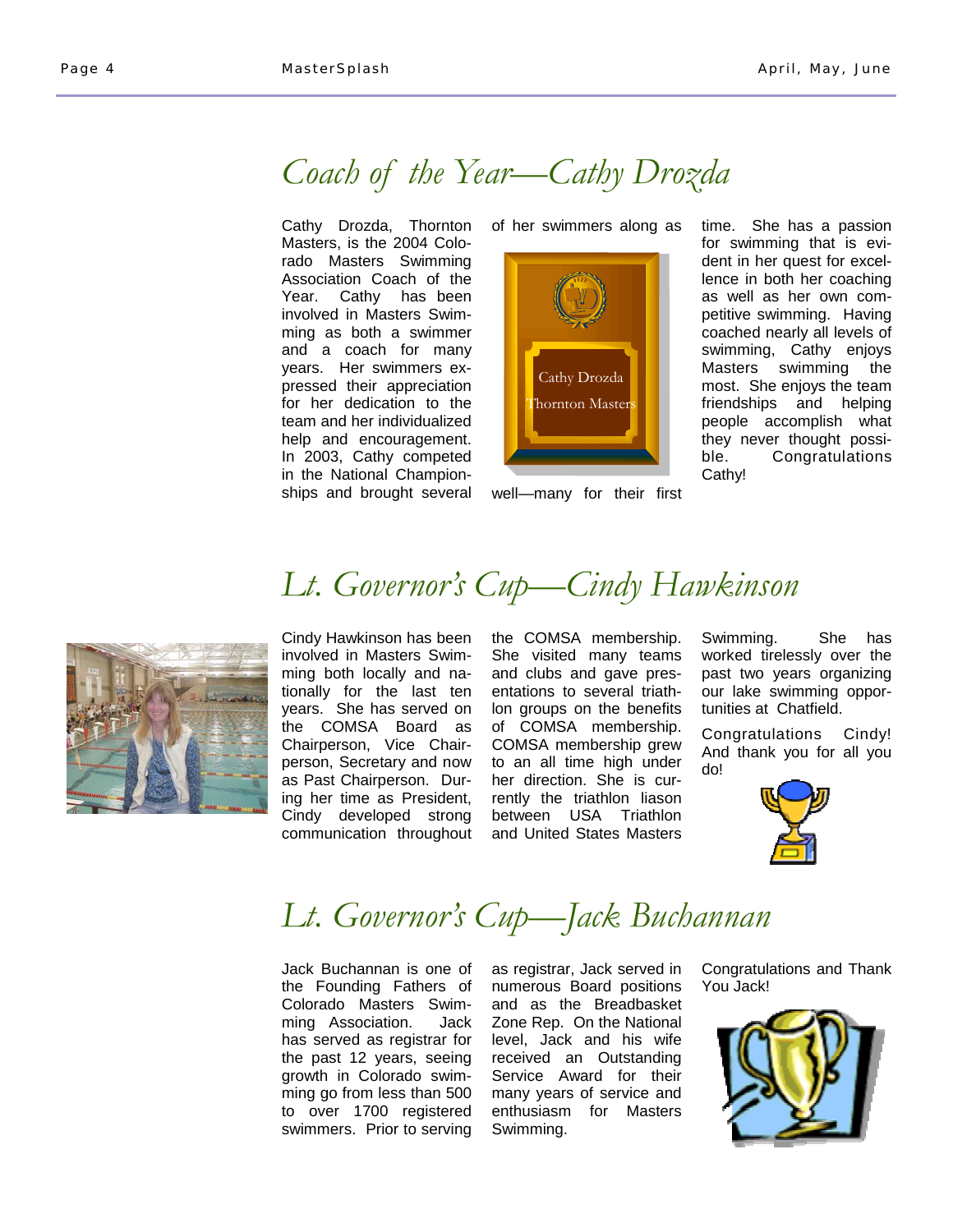## Coach of the Year—Cathy Drozda

Cathy Drozda, Thornton Masters, is the 2004 Colorado Masters Swimming Association Coach of the Year. Cathy has been involved in Masters Swimming as both a swimmer and a coach for many years. Her swimmers expressed their appreciation for her dedication to the team and her individualized help and encouragement. In 2003, Cathy competed in the National Championships and brought several of her swimmers along as well—many for their first time. She has a passion for swimming that is evident in her quest for excellence in both her coaching as well as her own competitive swimming. Having coached nearly all levels of swimming, Cathy enjoys Masters swimming the most. She enjoys the team friendships and helping people accomplish what they never thought possible. Congratulations Cathy!

## Lt. Governor's Cup—Cindy Hawkinson

Cindy Hawkinson has been involved in Masters Swimming both locally and nationally for the last ten years. She has served on the COMSA Board as Chairperson, Vice Chairperson, Secretary and now as Past Chairperson. During her time as President, Cindy developed strong communication throughout the COMSA membership. She visited many teams and clubs and gave presentations to several triathlon groups on the benefits of COMSA membership. COMSA membership grew to an all time high under her direction. She is currently the triathlon liason between USA Triathlon and United States Masters Swimming. She has worked tirelessly over the past two years organizing our lake swimming opportunities at Chatfield.

Congratulations Cindy! And thank you for all you do!

## Lt. Governor's Cup—Jack Buchannan

Jack Buchannan is one of the Founding Fathers of Colorado Masters Swimming Association. Jack has served as registrar for the past 12 years, seeing growth in Colorado swimming go from less than 500 to over 1700 registered swimmers. Prior to serving as registrar, Jack served in numerous Board positions and as the Breadbasket Zone Rep. On the National level, Jack and his wife received an Outstanding Service Award for their many years of service and enthusiasm for Masters Swimming.

Congratulations and Thank You Jack!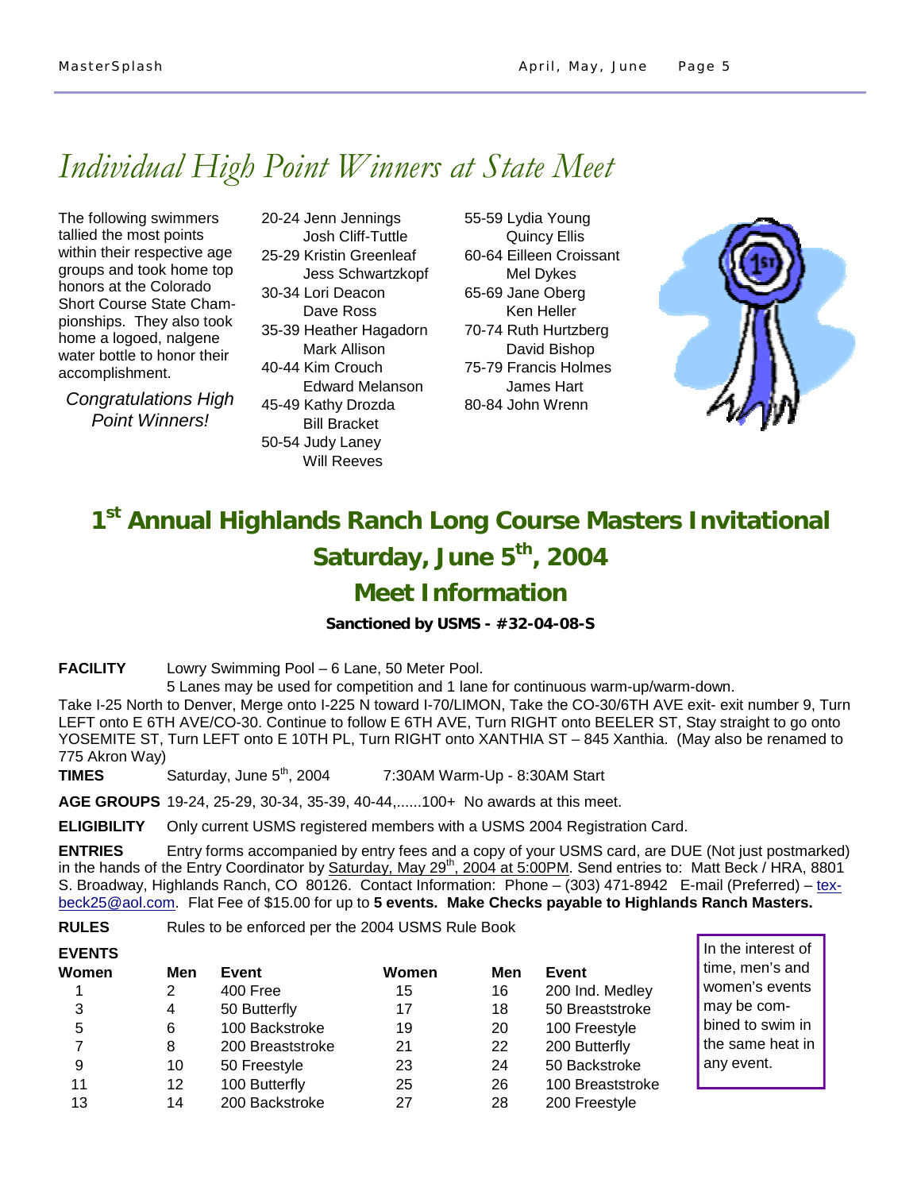# Individual High Point Winners at State Meet

The following swimmers tallied the most points within their respective age groups and took home top honors at the Colorado Short Course State Championships. They also took home a logoed, nalgene water bottle to honor their accomplishment.

*Congratulations High Point Winners!*

- 20-24 Jenn Jennings
  - Josh Cliff-Tuttle
- 25-29 Kristin Greenleaf
  - Jess Schwartzkopf
- 30-34 Lori Deacon
  - Dave Ross
- 35-39 Heather Hagadorn
  - Mark Allison
- 40-44 Kim Crouch
  - Edward Melanson
- 45-49 Kathy Drozda
  - Bill Bracket
- 50-54 Judy Laney
  - Will Reeves
- 55-59 Lydia Young
  - Quincy Ellis
- 60-64 Eilleen Croissant
  - Mel Dykes
- 65-69 Jane Oberg
  - Ken Heller
- 70-74 Ruth Hurtzberg
  - David Bishop
- 75-79 Francis Holmes
  - James Hart
- 80-84 John Wrenn

## 1st Annual Highlands Ranch Long Course Masters Invitational
## Saturday, June 5th, 2004
## Meet Information

**Sanctioned by USMS - #32-04-08-S**

**FACILITY** Lowry Swimming Pool – 6 Lane, 50 Meter Pool.
5 Lanes may be used for competition and 1 lane for continuous warm-up/warm-down.
Take I-25 North to Denver, Merge onto I-225 N toward I-70/LIMON, Take the CO-30/6TH AVE exit- exit number 9, Turn LEFT onto E 6TH AVE/CO-30. Continue to follow E 6TH AVE, Turn RIGHT onto BEELER ST, Stay straight to go onto YOSEMITE ST, Turn LEFT onto E 10TH PL, Turn RIGHT onto XANTHIA ST – 845 Xanthia. (May also be renamed to 775 Akron Way)

**TIMES** Saturday, June 5th, 2004 7:30AM Warm-Up - 8:30AM Start

**AGE GROUPS** 19-24, 25-29, 30-34, 35-39, 40-44,......100+ No awards at this meet.

**ELIGIBILITY** Only current USMS registered members with a USMS 2004 Registration Card.

**ENTRIES** Entry forms accompanied by entry fees and a copy of your USMS card, are DUE (Not just postmarked) in the hands of the Entry Coordinator by Saturday, May 29th, 2004 at 5:00PM. Send entries to: Matt Beck / HRA, 8801 S. Broadway, Highlands Ranch, CO 80126. Contact Information: Phone – (303) 471-8942 E-mail (Preferred) – texbeck25@aol.com. Flat Fee of $15.00 for up to **5 events. Make Checks payable to Highlands Ranch Masters.**

**RULES** Rules to be enforced per the 2004 USMS Rule Book

**EVENTS**

| Women | Men | Event | Women | Men | Event |
|---|---|---|---|---|---|
| 1 | 2 | 400 Free | 15 | 16 | 200 Ind. Medley |
| 3 | 4 | 50 Butterfly | 17 | 18 | 50 Breaststroke |
| 5 | 6 | 100 Backstroke | 19 | 20 | 100 Freestyle |
| 7 | 8 | 200 Breaststroke | 21 | 22 | 200 Butterfly |
| 9 | 10 | 50 Freestyle | 23 | 24 | 50 Backstroke |
| 11 | 12 | 100 Butterfly | 25 | 26 | 100 Breaststroke |
| 13 | 14 | 200 Backstroke | 27 | 28 | 200 Freestyle |

In the interest of time, men's and women's events may be combined to swim in the same heat in any event.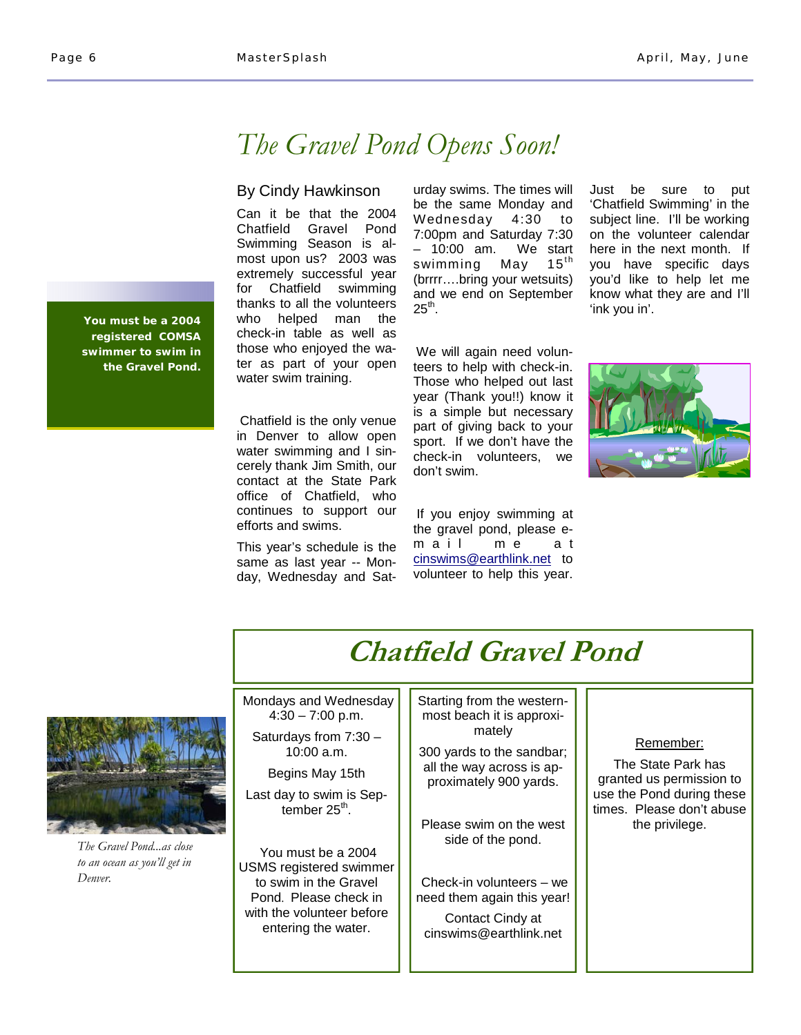# *The Gravel Pond Opens Soon!*

By Cindy Hawkinson

Can it be that the 2004 Chatfield Gravel Pond Swimming Season is almost upon us? 2003 was extremely successful year for Chatfield swimming thanks to all the volunteers who helped man the check-in table as well as those who enjoyed the water as part of your open water swim training.

Chatfield is the only venue in Denver to allow open water swimming and I sincerely thank Jim Smith, our contact at the State Park office of Chatfield, who continues to support our efforts and swims.

This year's schedule is the same as last year -- Monday, Wednesday and Saturday swims. The times will be the same Monday and Wednesday 4:30 to 7:00pm and Saturday 7:30 – 10:00 am. We start swimming May 15th (brrrr….bring your wetsuits) and we end on September 25th.

We will again need volunteers to help with check-in. Those who helped out last year (Thank you!!) know it is a simple but necessary part of giving back to your sport. If we don't have the check-in volunteers, we don't swim.

If you enjoy swimming at the gravel pond, please e-mail me at cinswims@earthlink.net to volunteer to help this year. Just be sure to put 'Chatfield Swimming' in the subject line. I'll be working on the volunteer calendar here in the next month. If you have specific days you'd like to help let me know what they are and I'll 'ink you in'.

**You must be a 2004 registered COMSA swimmer to swim in the Gravel Pond.**

## Chatfield Gravel Pond

Mondays and Wednesday 4:30 – 7:00 p.m.

Saturdays from 7:30 – 10:00 a.m.

Begins May 15th

Last day to swim is September 25th.

You must be a 2004 USMS registered swimmer to swim in the Gravel Pond. Please check in with the volunteer before entering the water.

Starting from the western-most beach it is approximately

300 yards to the sandbar; all the way across is approximately 900 yards.

Please swim on the west side of the pond.

Check-in volunteers – we need them again this year!

Contact Cindy at cinswims@earthlink.net

Remember:

The State Park has granted us permission to use the Pond during these times. Please don't abuse the privilege.

*The Gravel Pond...as close to an ocean as you'll get in Denver.*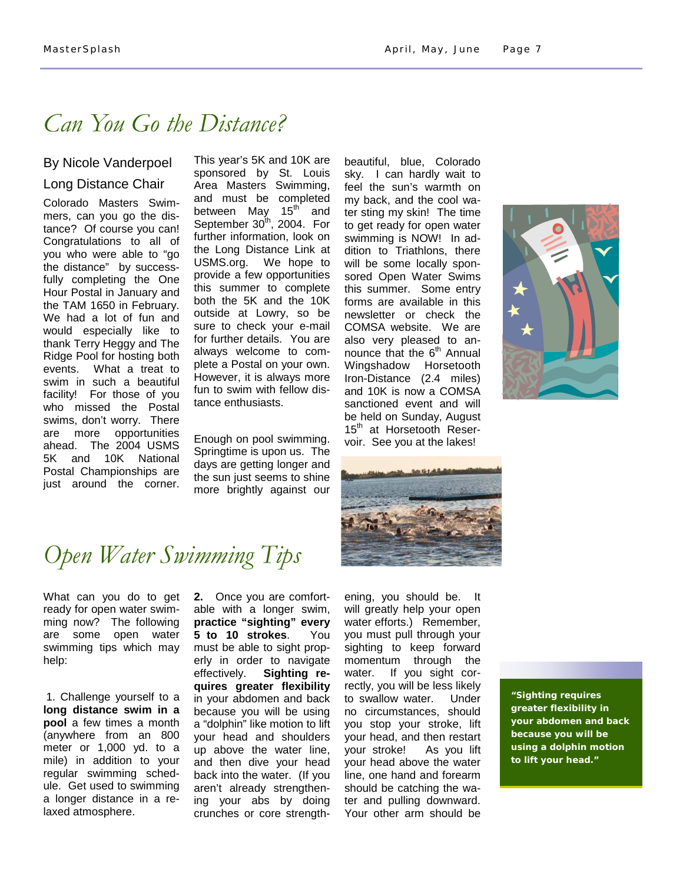# *Can You Go the Distance?*

By Nicole Vanderpoel

Long Distance Chair

Colorado Masters Swimmers, can you go the distance? Of course you can! Congratulations to all of you who were able to "go the distance" by successfully completing the One Hour Postal in January and the TAM 1650 in February. We had a lot of fun and would especially like to thank Terry Heggy and The Ridge Pool for hosting both events. What a treat to swim in such a beautiful facility! For those of you who missed the Postal swims, don't worry. There are more opportunities ahead. The 2004 USMS 5K and 10K National Postal Championships are just around the corner. This year's 5K and 10K are sponsored by St. Louis Area Masters Swimming, and must be completed between May 15th and September 30th, 2004. For further information, look on the Long Distance Link at USMS.org. We hope to provide a few opportunities this summer to complete both the 5K and the 10K outside at Lowry, so be sure to check your e-mail for further details. You are always welcome to complete a Postal on your own. However, it is always more fun to swim with fellow distance enthusiasts.

Enough on pool swimming. Springtime is upon us. The days are getting longer and the sun just seems to shine more brightly against our beautiful, blue, Colorado sky. I can hardly wait to feel the sun's warmth on my back, and the cool water sting my skin! The time to get ready for open water swimming is NOW! In addition to Triathlons, there will be some locally sponsored Open Water Swims this summer. Some entry forms are available in this newsletter or check the COMSA website. We are also very pleased to announce that the 6th Annual Wingshadow Horsetooth Iron-Distance (2.4 miles) and 10K is now a COMSA sanctioned event and will be held on Sunday, August 15th at Horsetooth Reservoir. See you at the lakes!

# *Open Water Swimming Tips*

What can you do to get ready for open water swimming now? The following are some open water swimming tips which may help:

1. Challenge yourself to a **long distance swim in a pool** a few times a month (anywhere from an 800 meter or 1,000 yd. to a mile) in addition to your regular swimming schedule. Get used to swimming a longer distance in a relaxed atmosphere.

**2.** Once you are comfortable with a longer swim, **practice "sighting" every 5 to 10 strokes**. You must be able to sight properly in order to navigate effectively. **Sighting requires greater flexibility** in your abdomen and back because you will be using a "dolphin" like motion to lift your head and shoulders up above the water line, and then dive your head back into the water. (If you aren't already strengthening your abs by doing crunches or core strengthening, you should be. It will greatly help your open water efforts.) Remember, you must pull through your sighting to keep forward momentum through the water. If you sight correctly, you will be less likely to swallow water. Under no circumstances, should you stop your stroke, lift your head, and then restart your stroke! As you lift your head above the water line, one hand and forearm should be catching the water and pulling downward. Your other arm should be

**"Sighting requires greater flexibility in your abdomen and back because you will be using a dolphin motion to lift your head."**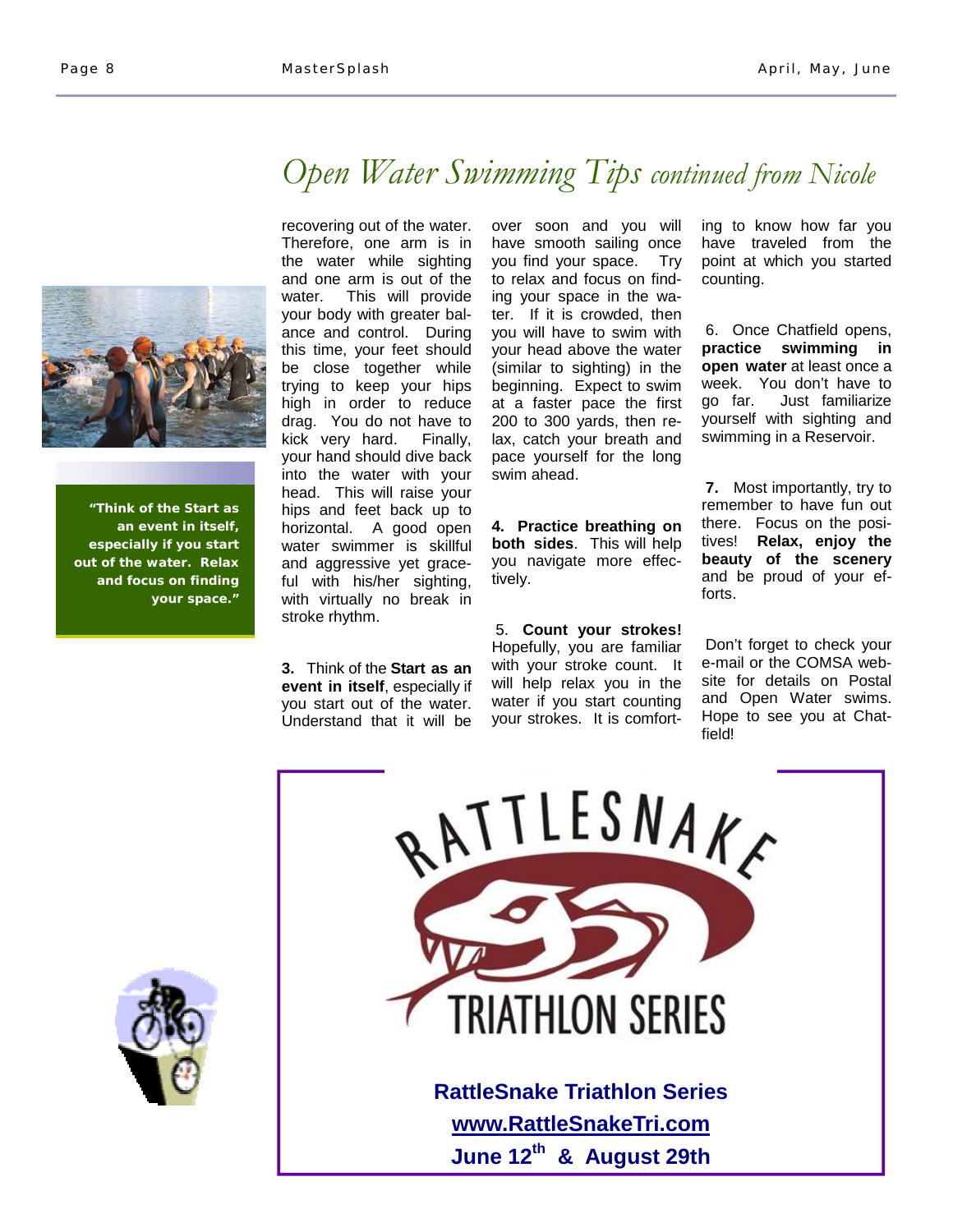# *Open Water Swimming Tips continued from Nicole*

recovering out of the water. Therefore, one arm is in the water while sighting and one arm is out of the water. This will provide your body with greater balance and control. During this time, your feet should be close together while trying to keep your hips high in order to reduce drag. You do not have to kick very hard. Finally, your hand should dive back into the water with your head. This will raise your hips and feet back up to horizontal. A good open water swimmer is skillful and aggressive yet graceful with his/her sighting, with virtually no break in stroke rhythm.

**“Think of the Start as an event in itself, especially if you start out of the water. Relax and focus on finding your space.”**

**3.** Think of the **Start as an event in itself**, especially if you start out of the water. Understand that it will be over soon and you will have smooth sailing once you find your space. Try to relax and focus on finding your space in the water. If it is crowded, then you will have to swim with your head above the water (similar to sighting) in the beginning. Expect to swim at a faster pace the first 200 to 300 yards, then relax, catch your breath and pace yourself for the long swim ahead.

**4. Practice breathing on both sides**. This will help you navigate more effectively.

5. **Count your strokes!** Hopefully, you are familiar with your stroke count. It will help relax you in the water if you start counting your strokes. It is comforting to know how far you have traveled from the point at which you started counting.

6. Once Chatfield opens, **practice swimming in open water** at least once a week. You don’t have to go far. Just familiarize yourself with sighting and swimming in a Reservoir.

**7.** Most importantly, try to remember to have fun out there. Focus on the positives! **Relax, enjoy the beauty of the scenery** and be proud of your efforts.

Don’t forget to check your e-mail or the COMSA website for details on Postal and Open Water swims. Hope to see you at Chatfield!

RATTLESNAKE TRIATHLON SERIES

**RattleSnake Triathlon Series**

**www.RattleSnakeTri.com**

**June 12th & August 29th**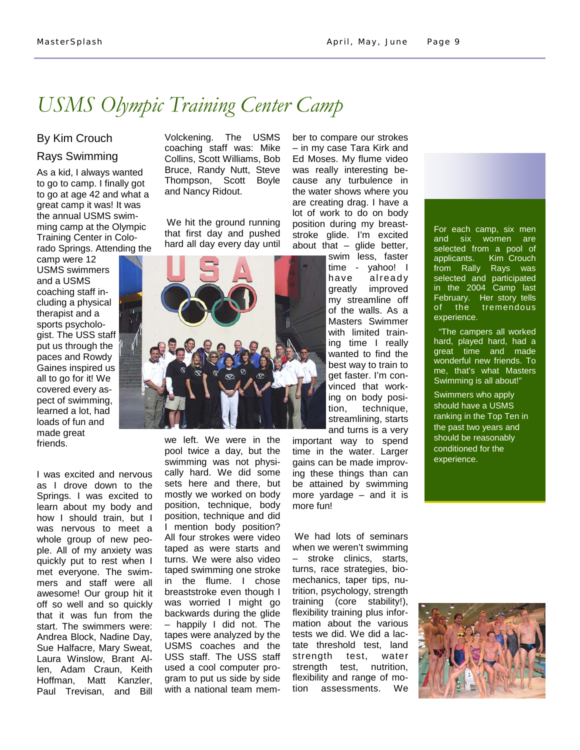# USMS Olympic Training Center Camp

By Kim Crouch

Rays Swimming

As a kid, I always wanted to go to camp. I finally got to go at age 42 and what a great camp it was! It was the annual USMS swimming camp at the Olympic Training Center in Colorado Springs. Attending the camp were 12 USMS swimmers and a USMS coaching staff including a physical therapist and a sports psychologist. The USS staff put us through the paces and Rowdy Gaines inspired us all to go for it! We covered every aspect of swimming, learned a lot, had loads of fun and made great friends.

I was excited and nervous as I drove down to the Springs. I was excited to learn about my body and how I should train, but I was nervous to meet a whole group of new people. All of my anxiety was quickly put to rest when I met everyone. The swimmers and staff were all awesome! Our group hit it off so well and so quickly that it was fun from the start. The swimmers were: Andrea Block, Nadine Day, Sue Halfacre, Mary Sweat, Laura Winslow, Brant Allen, Adam Craun, Keith Hoffman, Matt Kanzler, Paul Trevisan, and Bill Volckening. The USMS coaching staff was: Mike Collins, Scott Williams, Bob Bruce, Randy Nutt, Steve Thompson, Scott Boyle and Nancy Ridout.

We hit the ground running that first day and pushed hard all day every day until we left. We were in the pool twice a day, but the swimming was not physically hard. We did some sets here and there, but mostly we worked on body position, technique, body position, technique and did I mention body position? All four strokes were video taped as were starts and turns. We were also video taped swimming one stroke in the flume. I chose breaststroke even though I was worried I might go backwards during the glide – happily I did not. The tapes were analyzed by the USMS coaches and the USS staff. The USS staff used a cool computer program to put us side by side with a national team member to compare our strokes – in my case Tara Kirk and Ed Moses. My flume video was really interesting because any turbulence in the water shows where you are creating drag. I have a lot of work to do on body position during my breaststroke glide. I'm excited about that – glide better, swim less, faster time - yahoo! I have already greatly improved my streamline off of the walls. As a Masters Swimmer with limited training time I really wanted to find the best way to train to get faster. I'm convinced that working on body position, technique, streamlining, starts and turns is a very important way to spend time in the water. Larger gains can be made improving these things than can be attained by swimming more yardage – and it is more fun!

We had lots of seminars when we weren't swimming – stroke clinics, starts, turns, race strategies, biomechanics, taper tips, nutrition, psychology, strength training (core stability!), flexibility training plus information about the various tests we did. We did a lactate threshold test, land strength test, water strength test, nutrition, flexibility and range of motion assessments. We

---

For each camp, six men and six women are selected from a pool of applicants. Kim Crouch from Rally Rays was selected and participated in the 2004 Camp last February. Her story tells of the tremendous experience.

"The campers all worked hard, played hard, had a great time and made wonderful new friends. To me, that's what Masters Swimming is all about!"

Swimmers who apply should have a USMS ranking in the Top Ten in the past two years and should be reasonably conditioned for the experience.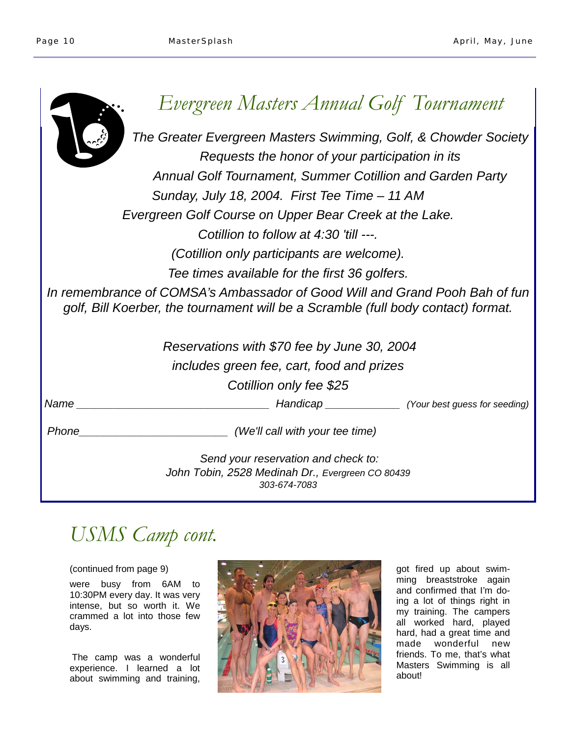# Evergreen Masters Annual Golf Tournament

*The Greater Evergreen Masters Swimming, Golf, & Chowder Society*
*Requests the honor of your participation in its*
*Annual Golf Tournament, Summer Cotillion and Garden Party*
*Sunday, July 18, 2004. First Tee Time – 11 AM*
*Evergreen Golf Course on Upper Bear Creek at the Lake.*
*Cotillion to follow at 4:30 'till ---.*
*(Cotillion only participants are welcome).*
*Tee times available for the first 36 golfers.*
*In remembrance of COMSA's Ambassador of Good Will and Grand Pooh Bah of fun golf, Bill Koerber, the tournament will be a Scramble (full body contact) format.*

*Reservations with $70 fee by June 30, 2004*
*includes green fee, cart, food and prizes*
*Cotillion only fee $25*

*Name ________________________________ Handicap ____________ (Your best guess for seeding)*

*Phone________________________ (We'll call with your tee time)*

*Send your reservation and check to:*
*John Tobin, 2528 Medinah Dr., Evergreen CO 80439*
*303-674-7083*

# USMS Camp cont.

(continued from page 9)

were busy from 6AM to 10:30PM every day. It was very intense, but so worth it. We crammed a lot into those few days.

The camp was a wonderful experience. I learned a lot about swimming and training, got fired up about swimming breaststroke again and confirmed that I'm doing a lot of things right in my training. The campers all worked hard, played hard, had a great time and made wonderful new friends. To me, that's what Masters Swimming is all about!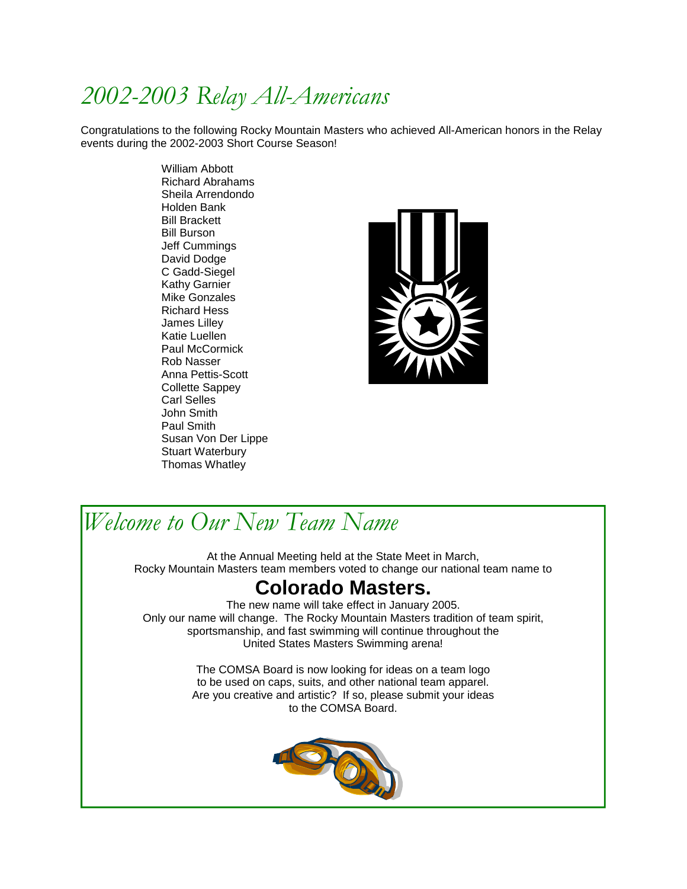# *2002-2003 Relay All-Americans*

Congratulations to the following Rocky Mountain Masters who achieved All-American honors in the Relay events during the 2002-2003 Short Course Season!

William Abbott
Richard Abrahams
Sheila Arrendondo
Holden Bank
Bill Brackett
Bill Burson
Jeff Cummings
David Dodge
C Gadd-Siegel
Kathy Garnier
Mike Gonzales
Richard Hess
James Lilley
Katie Luellen
Paul McCormick
Rob Nasser
Anna Pettis-Scott
Collette Sappey
Carl Selles
John Smith
Paul Smith
Susan Von Der Lippe
Stuart Waterbury
Thomas Whatley

# *Welcome to Our New Team Name*

At the Annual Meeting held at the State Meet in March,
Rocky Mountain Masters team members voted to change our national team name to

**Colorado Masters.**

The new name will take effect in January 2005.
Only our name will change. The Rocky Mountain Masters tradition of team spirit, sportsmanship, and fast swimming will continue throughout the United States Masters Swimming arena!

The COMSA Board is now looking for ideas on a team logo to be used on caps, suits, and other national team apparel. Are you creative and artistic? If so, please submit your ideas to the COMSA Board.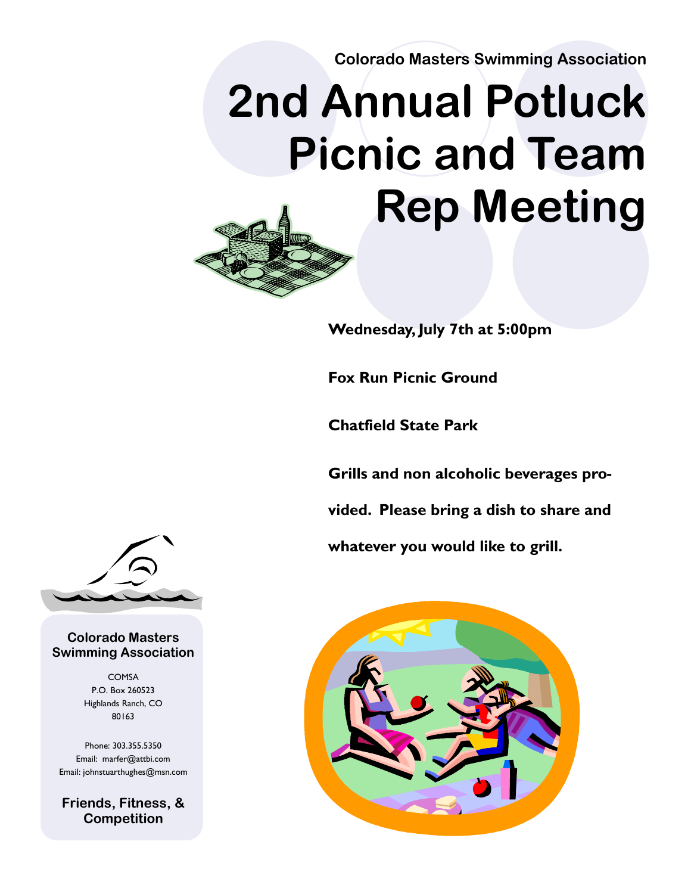Colorado Masters Swimming Association

# 2nd Annual Potluck Picnic and Team Rep Meeting

**Wednesday, July 7th at 5:00pm**

**Fox Run Picnic Ground**

**Chatfield State Park**

**Grills and non alcoholic beverages provided. Please bring a dish to share and whatever you would like to grill.**

**Colorado Masters Swimming Association**

COMSA
P.O. Box 260523
Highlands Ranch, CO
80163

Phone: 303.355.5350
Email: marfer@attbi.com
Email: johnstuarthughes@msn.com

**Friends, Fitness, & Competition**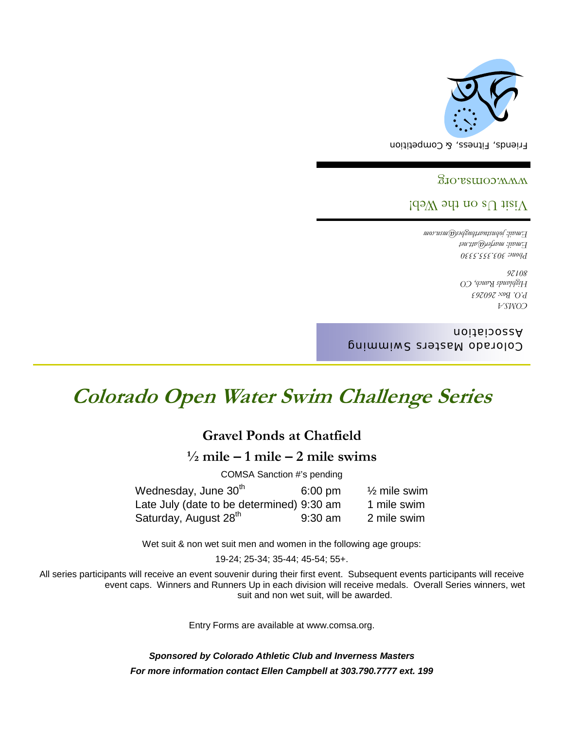Friends, Fitness, & Competition

www.comsa.org

Visit Us on the Web!

*Email: johnstarthughes@msn.com*
*Email: marfer@att.net*
*Phone: 303.355.5330*

*80126*
*Highlands Ranch, CO*
*P.O. Box 260263*
*COMSA*

Colorado Masters Swimming Association

# Colorado Open Water Swim Challenge Series

## Gravel Ponds at Chatfield

## ½ mile – 1 mile – 2 mile swims

COMSA Sanction #'s pending

| | | |
|---|---|---|
| Wednesday, June 30th | 6:00 pm | ½ mile swim |
| Late July (date to be determined) | 9:30 am | 1 mile swim |
| Saturday, August 28th | 9:30 am | 2 mile swim |

Wet suit & non wet suit men and women in the following age groups:

19-24; 25-34; 35-44; 45-54; 55+.

All series participants will receive an event souvenir during their first event. Subsequent events participants will receive event caps. Winners and Runners Up in each division will receive medals. Overall Series winners, wet suit and non wet suit, will be awarded.

Entry Forms are available at www.comsa.org.

***Sponsored by Colorado Athletic Club and Inverness Masters***

***For more information contact Ellen Campbell at 303.790.7777 ext. 199***